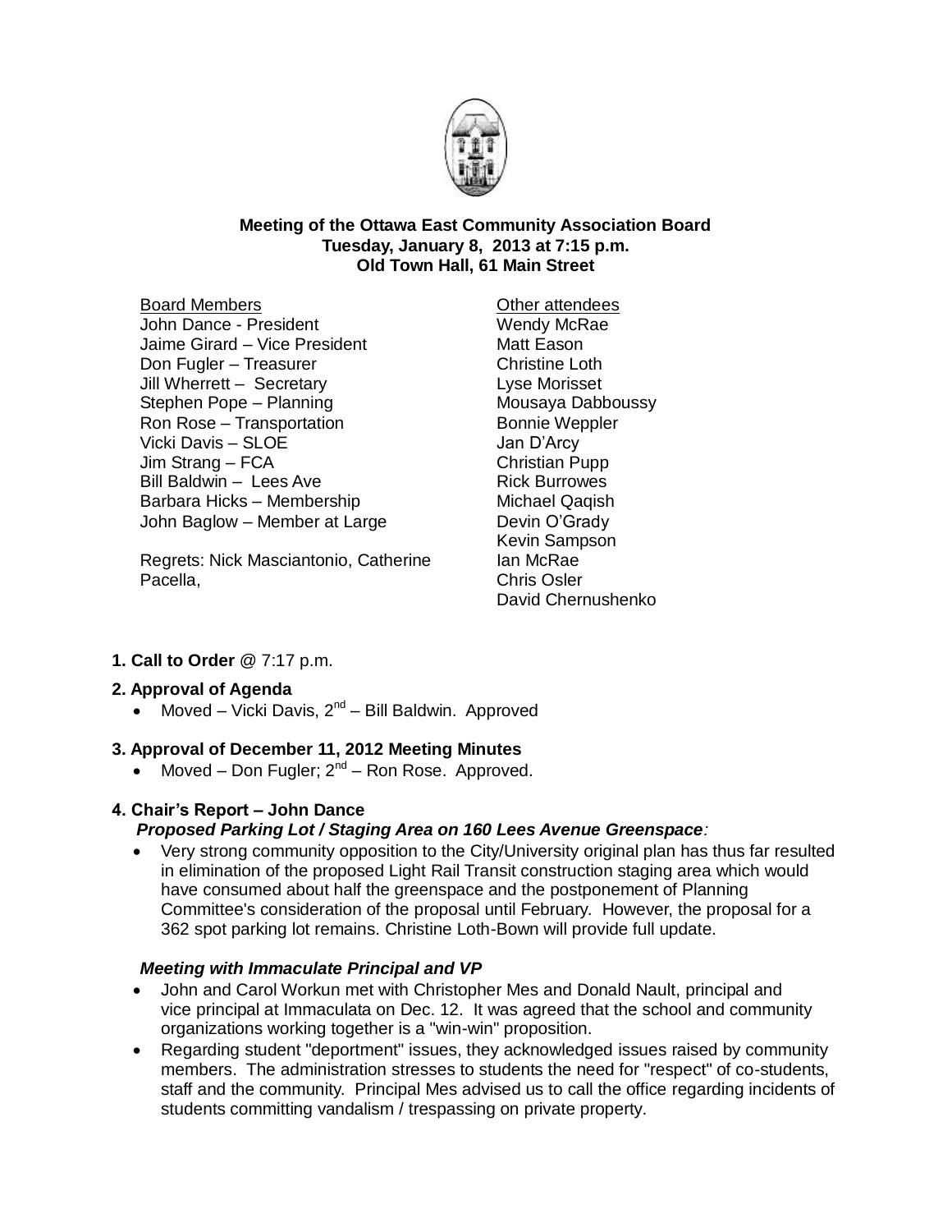**Meeting of the Ottawa East Community Association Board**
**Tuesday, January 8, 2013 at 7:15 p.m.**
**Old Town Hall, 61 Main Street**

Board Members
John Dance - President
Jaime Girard – Vice President
Don Fugler – Treasurer
Jill Wherrett – Secretary
Stephen Pope – Planning
Ron Rose – Transportation
Vicki Davis – SLOE
Jim Strang – FCA
Bill Baldwin – Lees Ave
Barbara Hicks – Membership
John Baglow – Member at Large

Regrets: Nick Masciantonio, Catherine Pacella,

Other attendees
Wendy McRae
Matt Eason
Christine Loth
Lyse Morisset
Mousaya Dabboussy
Bonnie Weppler
Jan D'Arcy
Christian Pupp
Rick Burrowes
Michael Qaqish
Devin O'Grady
Kevin Sampson
Ian McRae
Chris Osler
David Chernushenko

**1. Call to Order** @ 7:17 p.m.

**2. Approval of Agenda**

- Moved – Vicki Davis, 2nd – Bill Baldwin. Approved

**3. Approval of December 11, 2012 Meeting Minutes**

- Moved – Don Fugler; 2nd – Ron Rose. Approved.

**4. Chair's Report – John Dance**

***Proposed Parking Lot / Staging Area on 160 Lees Avenue Greenspace:***

- Very strong community opposition to the City/University original plan has thus far resulted in elimination of the proposed Light Rail Transit construction staging area which would have consumed about half the greenspace and the postponement of Planning Committee's consideration of the proposal until February. However, the proposal for a 362 spot parking lot remains. Christine Loth-Bown will provide full update.

***Meeting with Immaculate Principal and VP***

- John and Carol Workun met with Christopher Mes and Donald Nault, principal and vice principal at Immaculata on Dec. 12. It was agreed that the school and community organizations working together is a "win-win" proposition.
- Regarding student "deportment" issues, they acknowledged issues raised by community members. The administration stresses to students the need for "respect" of co-students, staff and the community. Principal Mes advised us to call the office regarding incidents of students committing vandalism / trespassing on private property.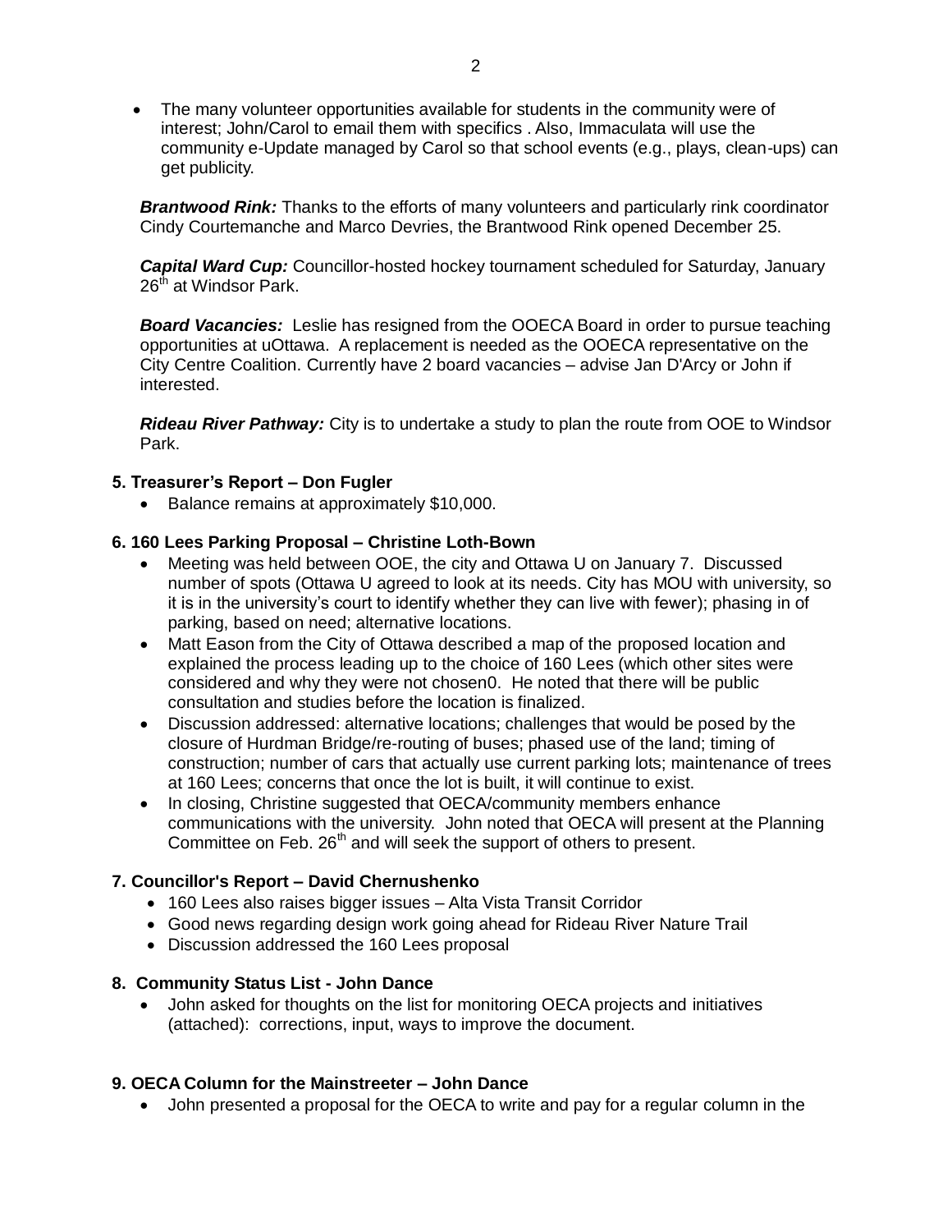- The many volunteer opportunities available for students in the community were of interest; John/Carol to email them with specifics . Also, Immaculata will use the community e-Update managed by Carol so that school events (e.g., plays, clean-ups) can get publicity.

***Brantwood Rink:*** Thanks to the efforts of many volunteers and particularly rink coordinator Cindy Courtemanche and Marco Devries, the Brantwood Rink opened December 25.

***Capital Ward Cup:*** Councillor-hosted hockey tournament scheduled for Saturday, January 26th at Windsor Park.

***Board Vacancies:*** Leslie has resigned from the OOECA Board in order to pursue teaching opportunities at uOttawa. A replacement is needed as the OOECA representative on the City Centre Coalition. Currently have 2 board vacancies – advise Jan D'Arcy or John if interested.

***Rideau River Pathway:*** City is to undertake a study to plan the route from OOE to Windsor Park.

**5. Treasurer's Report – Don Fugler**

- Balance remains at approximately $10,000.

**6. 160 Lees Parking Proposal – Christine Loth-Bown**

- Meeting was held between OOE, the city and Ottawa U on January 7. Discussed number of spots (Ottawa U agreed to look at its needs. City has MOU with university, so it is in the university's court to identify whether they can live with fewer); phasing in of parking, based on need; alternative locations.
- Matt Eason from the City of Ottawa described a map of the proposed location and explained the process leading up to the choice of 160 Lees (which other sites were considered and why they were not chosen0. He noted that there will be public consultation and studies before the location is finalized.
- Discussion addressed: alternative locations; challenges that would be posed by the closure of Hurdman Bridge/re-routing of buses; phased use of the land; timing of construction; number of cars that actually use current parking lots; maintenance of trees at 160 Lees; concerns that once the lot is built, it will continue to exist.
- In closing, Christine suggested that OECA/community members enhance communications with the university. John noted that OECA will present at the Planning Committee on Feb. 26th and will seek the support of others to present.

**7. Councillor's Report – David Chernushenko**

- 160 Lees also raises bigger issues – Alta Vista Transit Corridor
- Good news regarding design work going ahead for Rideau River Nature Trail
- Discussion addressed the 160 Lees proposal

**8. Community Status List - John Dance**

- John asked for thoughts on the list for monitoring OECA projects and initiatives (attached): corrections, input, ways to improve the document.

**9. OECA Column for the Mainstreeter – John Dance**

- John presented a proposal for the OECA to write and pay for a regular column in the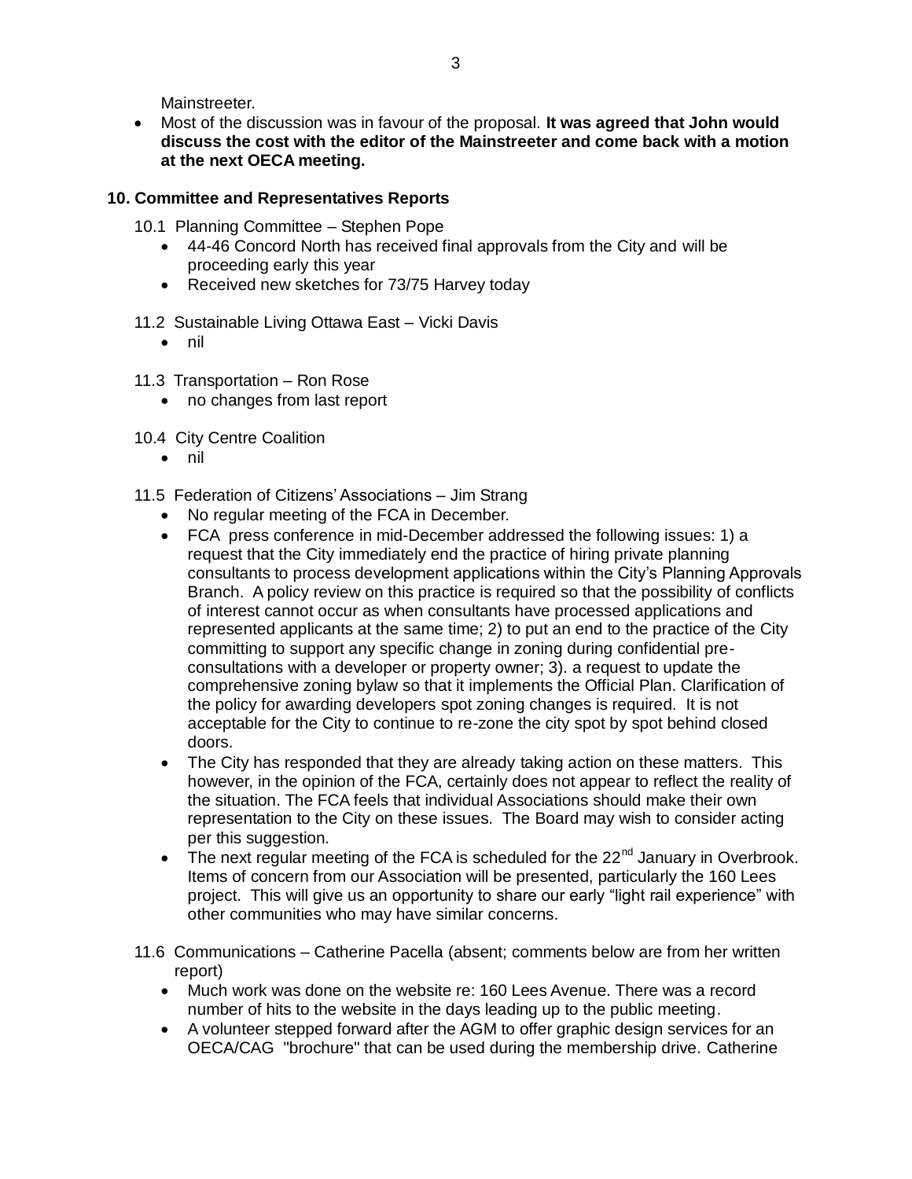Mainstreeter.

- Most of the discussion was in favour of the proposal. **It was agreed that John would discuss the cost with the editor of the Mainstreeter and come back with a motion at the next OECA meeting.**

**10. Committee and Representatives Reports**

10.1 Planning Committee – Stephen Pope

- 44-46 Concord North has received final approvals from the City and will be proceeding early this year
- Received new sketches for 73/75 Harvey today

11.2 Sustainable Living Ottawa East – Vicki Davis

- nil

11.3 Transportation – Ron Rose

- no changes from last report

10.4 City Centre Coalition

- nil

11.5 Federation of Citizens' Associations – Jim Strang

- No regular meeting of the FCA in December.
- FCA press conference in mid-December addressed the following issues: 1) a request that the City immediately end the practice of hiring private planning consultants to process development applications within the City's Planning Approvals Branch. A policy review on this practice is required so that the possibility of conflicts of interest cannot occur as when consultants have processed applications and represented applicants at the same time; 2) to put an end to the practice of the City committing to support any specific change in zoning during confidential pre-consultations with a developer or property owner; 3). a request to update the comprehensive zoning bylaw so that it implements the Official Plan. Clarification of the policy for awarding developers spot zoning changes is required. It is not acceptable for the City to continue to re-zone the city spot by spot behind closed doors.
- The City has responded that they are already taking action on these matters. This however, in the opinion of the FCA, certainly does not appear to reflect the reality of the situation. The FCA feels that individual Associations should make their own representation to the City on these issues. The Board may wish to consider acting per this suggestion.
- The next regular meeting of the FCA is scheduled for the 22nd January in Overbrook. Items of concern from our Association will be presented, particularly the 160 Lees project. This will give us an opportunity to share our early "light rail experience" with other communities who may have similar concerns.

11.6 Communications – Catherine Pacella (absent; comments below are from her written report)

- Much work was done on the website re: 160 Lees Avenue. There was a record number of hits to the website in the days leading up to the public meeting.
- A volunteer stepped forward after the AGM to offer graphic design services for an OECA/CAG "brochure" that can be used during the membership drive. Catherine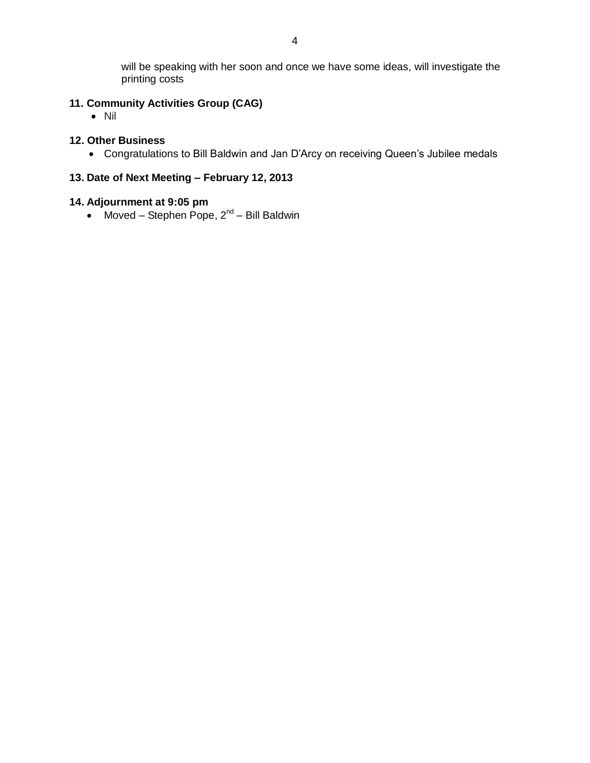will be speaking with her soon and once we have some ideas, will investigate the printing costs

**11. Community Activities Group (CAG)**

- Nil

**12. Other Business**

- Congratulations to Bill Baldwin and Jan D'Arcy on receiving Queen's Jubilee medals

**13. Date of Next Meeting – February 12, 2013**

**14. Adjournment at 9:05 pm**

- Moved – Stephen Pope, 2nd – Bill Baldwin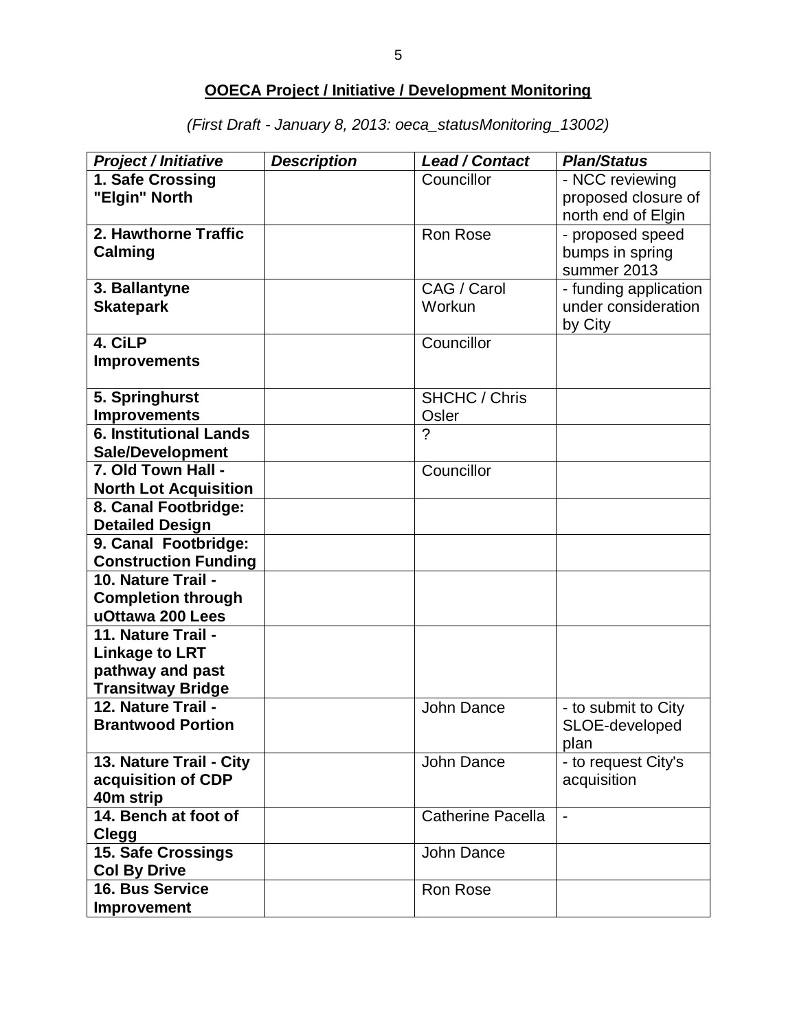**OOECA Project / Initiative / Development Monitoring**

*(First Draft - January 8, 2013: oeca_statusMonitoring_13002)*

| ***Project / Initiative*** | ***Description*** | ***Lead / Contact*** | ***Plan/Status*** |
|---|---|---|---|
| **1. Safe Crossing "Elgin" North** | | Councillor | - NCC reviewing proposed closure of north end of Elgin |
| **2. Hawthorne Traffic Calming** | | Ron Rose | - proposed speed bumps in spring summer 2013 |
| **3. Ballantyne Skatepark** | | CAG / Carol Workun | - funding application under consideration by City |
| **4. CiLP Improvements** | | Councillor | |
| **5. Springhurst Improvements** | | SHCHC / Chris Osler | |
| **6. Institutional Lands Sale/Development** | | ? | |
| **7. Old Town Hall - North Lot Acquisition** | | Councillor | |
| **8. Canal Footbridge: Detailed Design** | | | |
| **9. Canal Footbridge: Construction Funding** | | | |
| **10. Nature Trail - Completion through uOttawa 200 Lees** | | | |
| **11. Nature Trail - Linkage to LRT pathway and past Transitway Bridge** | | | |
| **12. Nature Trail - Brantwood Portion** | | John Dance | - to submit to City SLOE-developed plan |
| **13. Nature Trail - City acquisition of CDP 40m strip** | | John Dance | - to request City's acquisition |
| **14. Bench at foot of Clegg** | | Catherine Pacella | - |
| **15. Safe Crossings Col By Drive** | | John Dance | |
| **16. Bus Service Improvement** | | Ron Rose | |